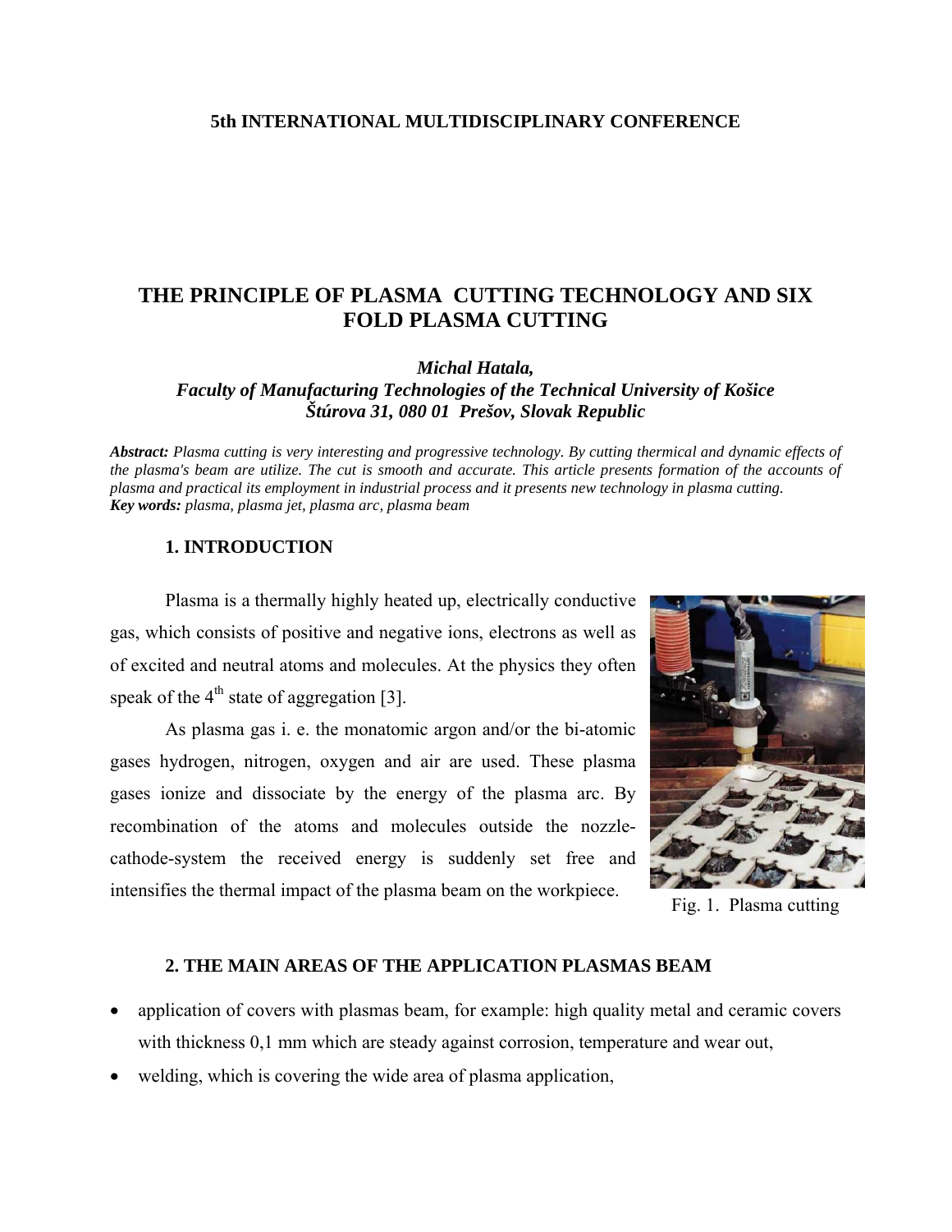**5th INTERNATIONAL MULTIDISCIPLINARY CONFERENCE**

# THE PRINCIPLE OF PLASMA CUTTING TECHNOLOGY AND SIX FOLD PLASMA CUTTING

***Michal Hatala,***
***Faculty of Manufacturing Technologies of the Technical University of Košice***
***Štúrova 31, 080 01 Prešov, Slovak Republic***

***Abstract:*** *Plasma cutting is very interesting and progressive technology. By cutting thermical and dynamic effects of the plasma's beam are utilize. The cut is smooth and accurate. This article presents formation of the accounts of plasma and practical its employment in industrial process and it presents new technology in plasma cutting.*
***Key words:*** *plasma, plasma jet, plasma arc, plasma beam*

## 1. INTRODUCTION

Plasma is a thermally highly heated up, electrically conductive gas, which consists of positive and negative ions, electrons as well as of excited and neutral atoms and molecules. At the physics they often speak of the $4^{th}$ state of aggregation [3].

As plasma gas i. e. the monatomic argon and/or the bi-atomic gases hydrogen, nitrogen, oxygen and air are used. These plasma gases ionize and dissociate by the energy of the plasma arc. By recombination of the atoms and molecules outside the nozzle-cathode-system the received energy is suddenly set free and intensifies the thermal impact of the plasma beam on the workpiece.

Fig. 1. Plasma cutting

## 2. THE MAIN AREAS OF THE APPLICATION PLASMAS BEAM

- application of covers with plasmas beam, for example: high quality metal and ceramic covers with thickness 0,1 mm which are steady against corrosion, temperature and wear out,
- welding, which is covering the wide area of plasma application,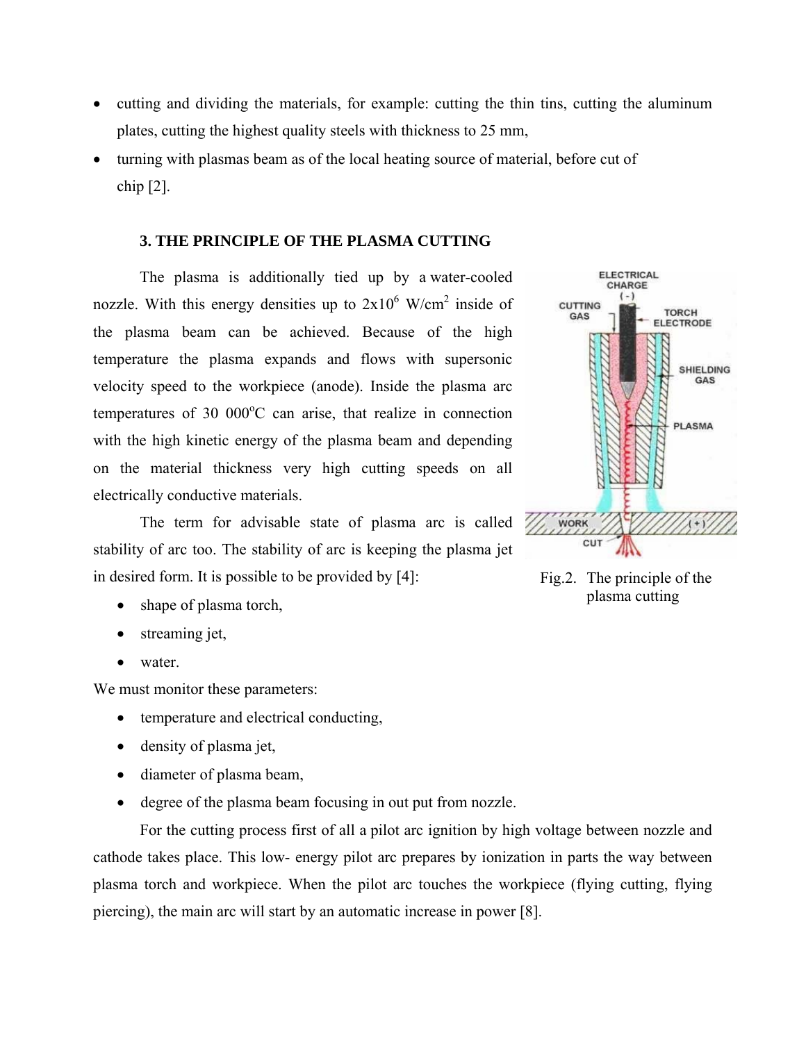- cutting and dividing the materials, for example: cutting the thin tins, cutting the aluminum plates, cutting the highest quality steels with thickness to 25 mm,
- turning with plasmas beam as of the local heating source of material, before cut of chip [2].

### 3. THE PRINCIPLE OF THE PLASMA CUTTING

The plasma is additionally tied up by a water-cooled nozzle. With this energy densities up to $2x10^6$ W/cm$^2$ inside of the plasma beam can be achieved. Because of the high temperature the plasma expands and flows with supersonic velocity speed to the workpiece (anode). Inside the plasma arc temperatures of 30 000$^o$C can arise, that realize in connection with the high kinetic energy of the plasma beam and depending on the material thickness very high cutting speeds on all electrically conductive materials.

Fig.2. The principle of the plasma cutting

The term for advisable state of plasma arc is called stability of arc too. The stability of arc is keeping the plasma jet in desired form. It is possible to be provided by [4]:

- shape of plasma torch,
- streaming jet,
- water.

We must monitor these parameters:

- temperature and electrical conducting,
- density of plasma jet,
- diameter of plasma beam,
- degree of the plasma beam focusing in out put from nozzle.

For the cutting process first of all a pilot arc ignition by high voltage between nozzle and cathode takes place. This low- energy pilot arc prepares by ionization in parts the way between plasma torch and workpiece. When the pilot arc touches the workpiece (flying cutting, flying piercing), the main arc will start by an automatic increase in power [8].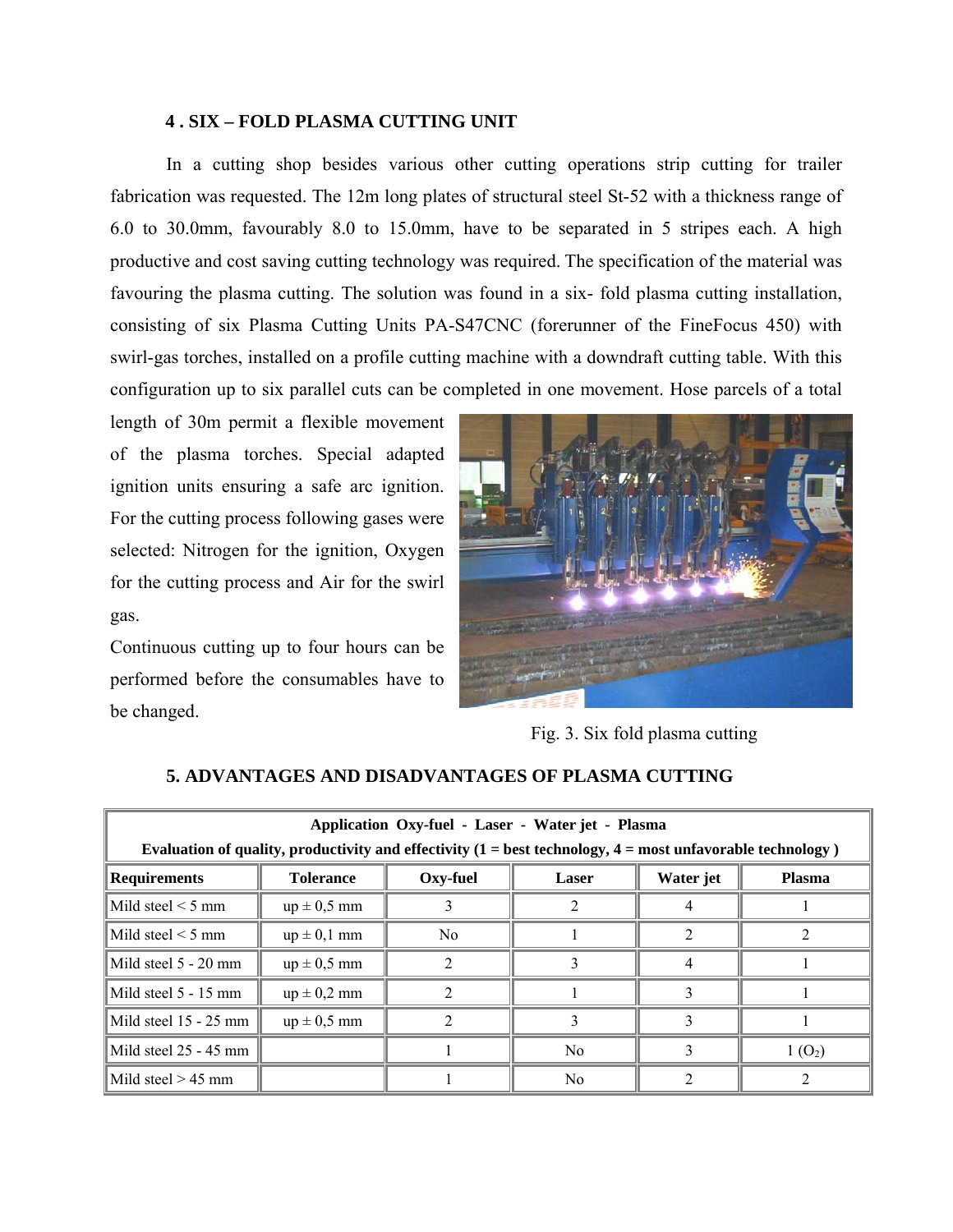### 4 . SIX – FOLD PLASMA CUTTING UNIT

In a cutting shop besides various other cutting operations strip cutting for trailer fabrication was requested. The 12m long plates of structural steel St-52 with a thickness range of 6.0 to 30.0mm, favourably 8.0 to 15.0mm, have to be separated in 5 stripes each. A high productive and cost saving cutting technology was required. The specification of the material was favouring the plasma cutting. The solution was found in a six- fold plasma cutting installation, consisting of six Plasma Cutting Units PA-S47CNC (forerunner of the FineFocus 450) with swirl-gas torches, installed on a profile cutting machine with a downdraft cutting table. With this configuration up to six parallel cuts can be completed in one movement. Hose parcels of a total length of 30m permit a flexible movement of the plasma torches. Special adapted ignition units ensuring a safe arc ignition. For the cutting process following gases were selected: Nitrogen for the ignition, Oxygen for the cutting process and Air for the swirl gas.

Continuous cutting up to four hours can be performed before the consumables have to be changed.

Fig. 3. Six fold plasma cutting

### 5. ADVANTAGES AND DISADVANTAGES OF PLASMA CUTTING

| **Application Oxy-fuel - Laser - Water jet - Plasma<br>Evaluation of quality, productivity and effectivity (1 = best technology, 4 = most unfavorable technology )** | | | | | |
|---|---|---|---|---|---|
| **Requirements** | **Tolerance** | **Oxy-fuel** | **Laser** | **Water jet** | **Plasma** |
| Mild steel < 5 mm | up ± 0,5 mm | 3 | 2 | 4 | 1 |
| Mild steel < 5 mm | up ± 0,1 mm | No | 1 | 2 | 2 |
| Mild steel 5 - 20 mm | up ± 0,5 mm | 2 | 3 | 4 | 1 |
| Mild steel 5 - 15 mm | up ± 0,2 mm | 2 | 1 | 3 | 1 |
| Mild steel 15 - 25 mm | up ± 0,5 mm | 2 | 3 | 3 | 1 |
| Mild steel 25 - 45 mm | | 1 | No | 3 | 1 ($O_2$) |
| Mild steel > 45 mm | | 1 | No | 2 | 2 |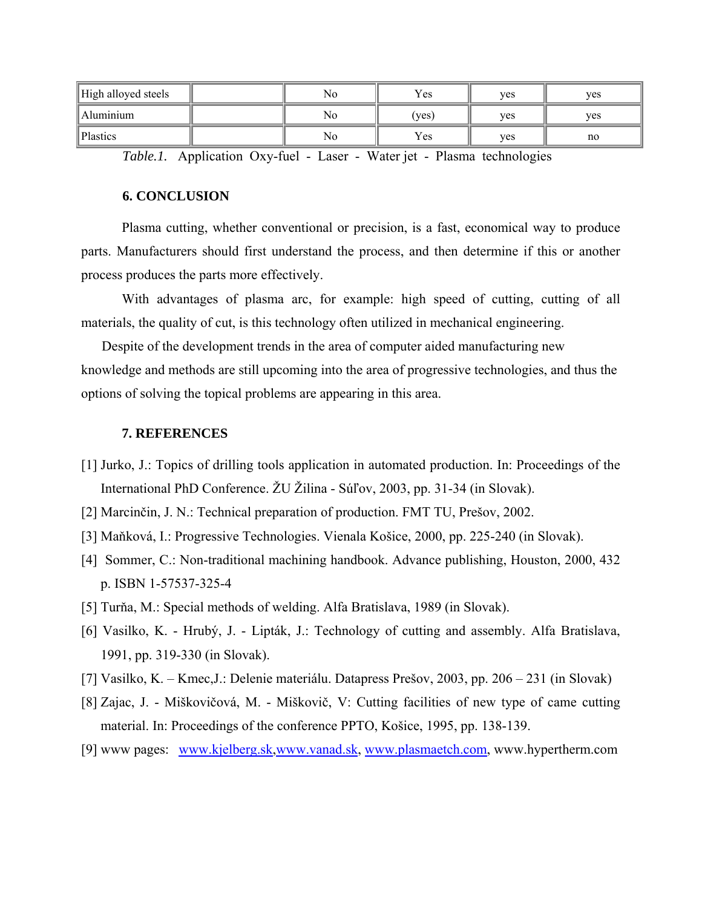| | | | | | |
|---|---|---|---|---|---|
| High alloyed steels | | No | Yes | yes | yes |
| Aluminium | | No | (yes) | yes | yes |
| Plastics | | No | Yes | yes | no |

*Table.1.* Application Oxy-fuel - Laser - Water jet - Plasma technologies

## 6. CONCLUSION

Plasma cutting, whether conventional or precision, is a fast, economical way to produce parts. Manufacturers should first understand the process, and then determine if this or another process produces the parts more effectively.

With advantages of plasma arc, for example: high speed of cutting, cutting of all materials, the quality of cut, is this technology often utilized in mechanical engineering.

Despite of the development trends in the area of computer aided manufacturing new knowledge and methods are still upcoming into the area of progressive technologies, and thus the options of solving the topical problems are appearing in this area.

## 7. REFERENCES

[1] Jurko, J.: Topics of drilling tools application in automated production. In: Proceedings of the International PhD Conference. ŽU Žilina - Súľov, 2003, pp. 31-34 (in Slovak).

[2] Marcinčin, J. N.: Technical preparation of production. FMT TU, Prešov, 2002.

[3] Maňková, I.: Progressive Technologies. Vienala Košice, 2000, pp. 225-240 (in Slovak).

[4] Sommer, C.: Non-traditional machining handbook. Advance publishing, Houston, 2000, 432 p. ISBN 1-57537-325-4

[5] Turňa, M.: Special methods of welding. Alfa Bratislava, 1989 (in Slovak).

[6] Vasilko, K. - Hrubý, J. - Lipták, J.: Technology of cutting and assembly. Alfa Bratislava, 1991, pp. 319-330 (in Slovak).

[7] Vasilko, K. – Kmec,J.: Delenie materiálu. Datapress Prešov, 2003, pp. 206 – 231 (in Slovak)

[8] Zajac, J. - Miškovičová, M. - Miškovič, V: Cutting facilities of new type of came cutting material. In: Proceedings of the conference PPTO, Košice, 1995, pp. 138-139.

[9] www pages: www.kjelberg.sk,www.vanad.sk, www.plasmaetch.com, www.hypertherm.com